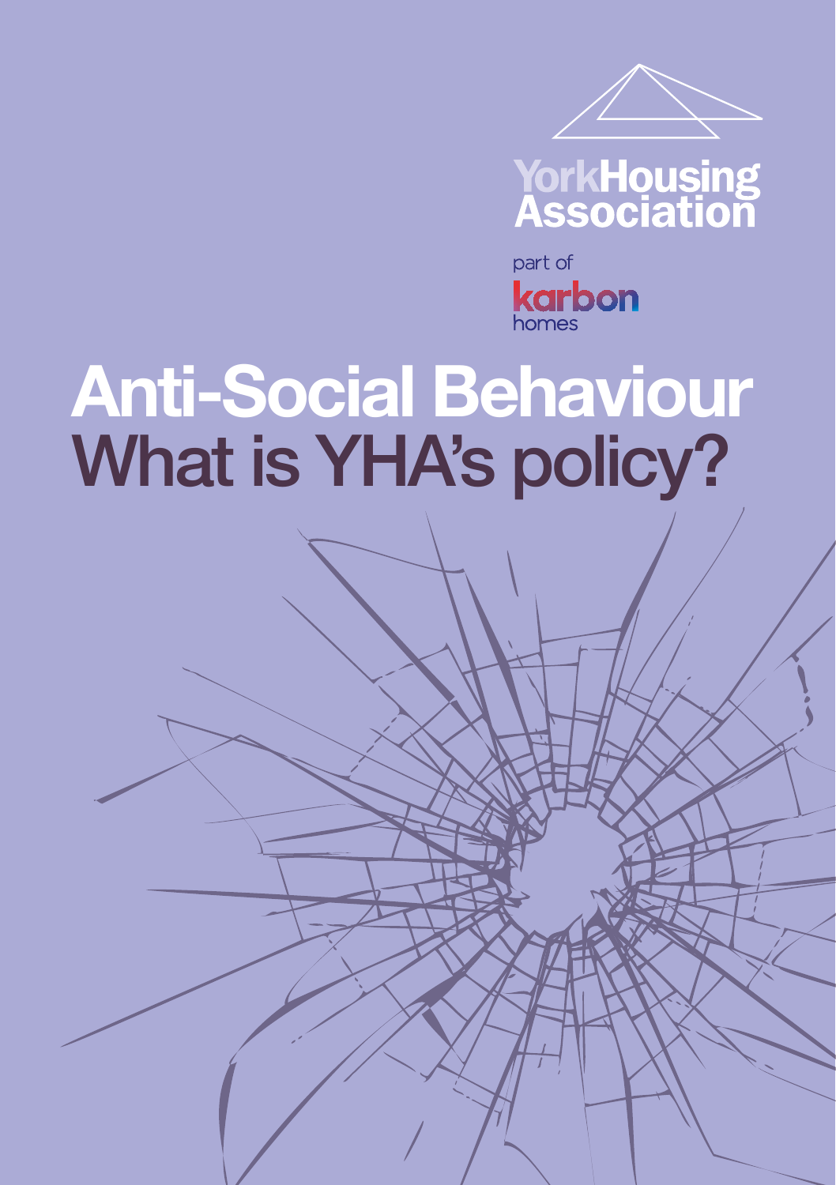York Housing Association

part of karbon homes

# Anti-Social Behaviour
## What is YHA's policy?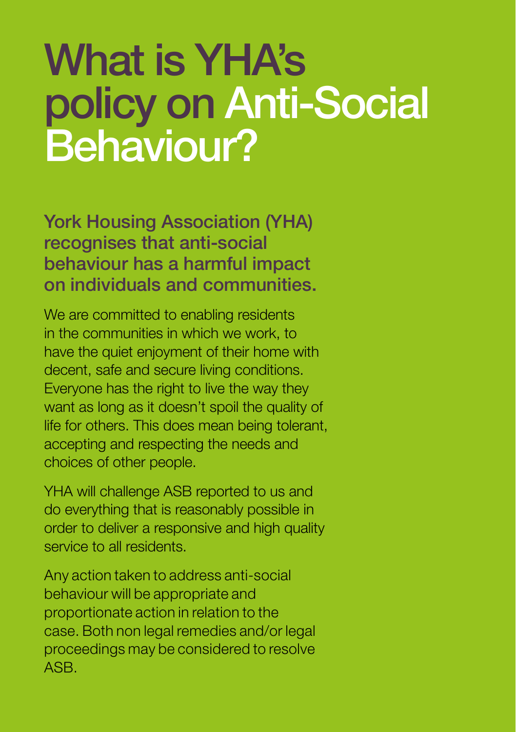# What is YHA's policy on Anti-Social Behaviour?

**York Housing Association (YHA) recognises that anti-social behaviour has a harmful impact on individuals and communities.**

We are committed to enabling residents in the communities in which we work, to have the quiet enjoyment of their home with decent, safe and secure living conditions. Everyone has the right to live the way they want as long as it doesn't spoil the quality of life for others. This does mean being tolerant, accepting and respecting the needs and choices of other people.

YHA will challenge ASB reported to us and do everything that is reasonably possible in order to deliver a responsive and high quality service to all residents.

Any action taken to address anti-social behaviour will be appropriate and proportionate action in relation to the case. Both non legal remedies and/or legal proceedings may be considered to resolve ASB.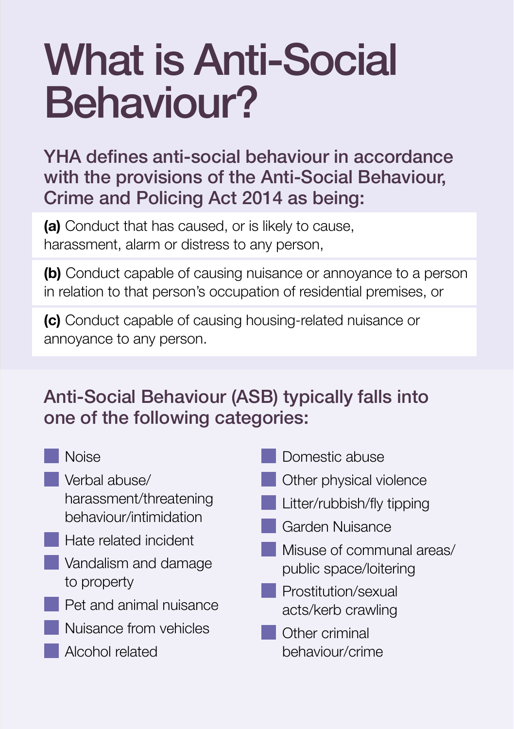# What is Anti-Social Behaviour?

**YHA defines anti-social behaviour in accordance with the provisions of the Anti-Social Behaviour, Crime and Policing Act 2014 as being:**

**(a)** Conduct that has caused, or is likely to cause, harassment, alarm or distress to any person,

**(b)** Conduct capable of causing nuisance or annoyance to a person in relation to that person's occupation of residential premises, or

**(c)** Conduct capable of causing housing-related nuisance or annoyance to any person.

## Anti-Social Behaviour (ASB) typically falls into one of the following categories:

- Noise
- Verbal abuse/harassment/threatening behaviour/intimidation
- Hate related incident
- Vandalism and damage to property
- Pet and animal nuisance
- Nuisance from vehicles
- Alcohol related
- Domestic abuse
- Other physical violence
- Litter/rubbish/fly tipping
- Garden Nuisance
- Misuse of communal areas/public space/loitering
- Prostitution/sexual acts/kerb crawling
- Other criminal behaviour/crime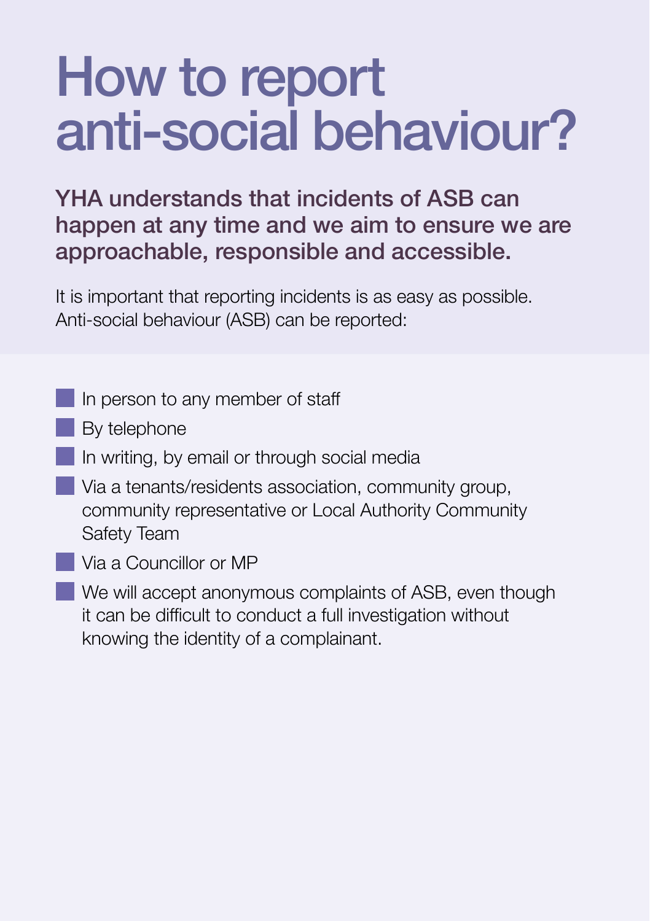# How to report anti-social behaviour?

**YHA understands that incidents of ASB can happen at any time and we aim to ensure we are approachable, responsible and accessible.**

It is important that reporting incidents is as easy as possible. Anti-social behaviour (ASB) can be reported:

- In person to any member of staff
- By telephone
- In writing, by email or through social media
- Via a tenants/residents association, community group, community representative or Local Authority Community Safety Team
- Via a Councillor or MP
- We will accept anonymous complaints of ASB, even though it can be difficult to conduct a full investigation without knowing the identity of a complainant.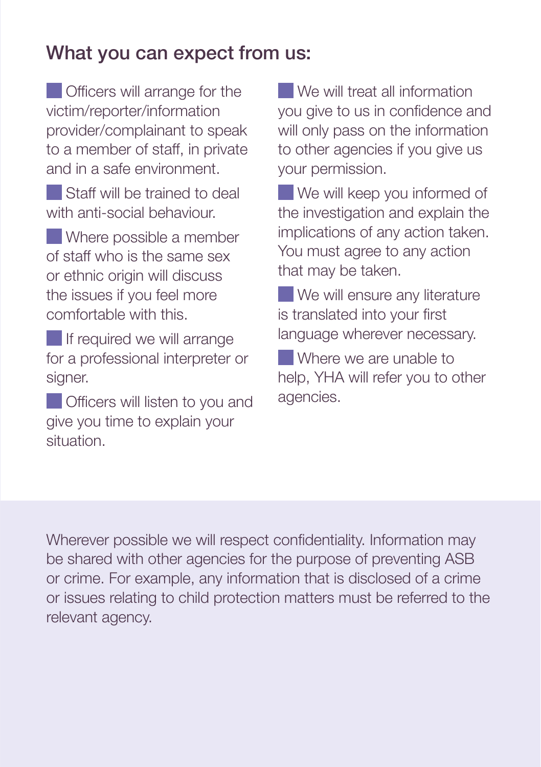## What you can expect from us:

- Officers will arrange for the victim/reporter/information provider/complainant to speak to a member of staff, in private and in a safe environment.
- Staff will be trained to deal with anti-social behaviour.
- Where possible a member of staff who is the same sex or ethnic origin will discuss the issues if you feel more comfortable with this.
- If required we will arrange for a professional interpreter or signer.
- Officers will listen to you and give you time to explain your situation.
- We will treat all information you give to us in confidence and will only pass on the information to other agencies if you give us your permission.
- We will keep you informed of the investigation and explain the implications of any action taken. You must agree to any action that may be taken.
- We will ensure any literature is translated into your first language wherever necessary.
- Where we are unable to help, YHA will refer you to other agencies.

Wherever possible we will respect confidentiality. Information may be shared with other agencies for the purpose of preventing ASB or crime. For example, any information that is disclosed of a crime or issues relating to child protection matters must be referred to the relevant agency.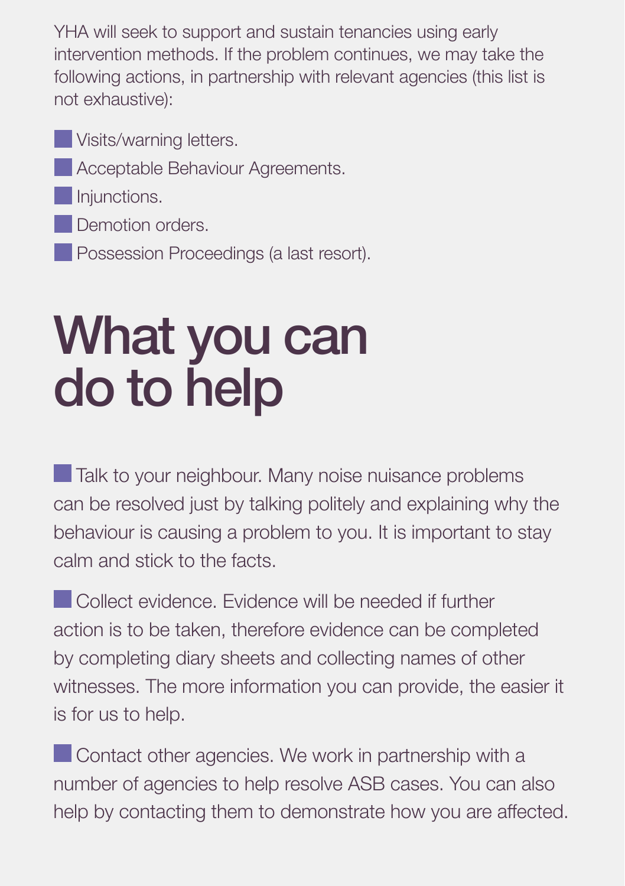YHA will seek to support and sustain tenancies using early intervention methods. If the problem continues, we may take the following actions, in partnership with relevant agencies (this list is not exhaustive):

- Visits/warning letters.
- Acceptable Behaviour Agreements.
- Injunctions.
- Demotion orders.
- Possession Proceedings (a last resort).

# What you can do to help

- Talk to your neighbour. Many noise nuisance problems can be resolved just by talking politely and explaining why the behaviour is causing a problem to you. It is important to stay calm and stick to the facts.

- Collect evidence. Evidence will be needed if further action is to be taken, therefore evidence can be completed by completing diary sheets and collecting names of other witnesses. The more information you can provide, the easier it is for us to help.

- Contact other agencies. We work in partnership with a number of agencies to help resolve ASB cases. You can also help by contacting them to demonstrate how you are affected.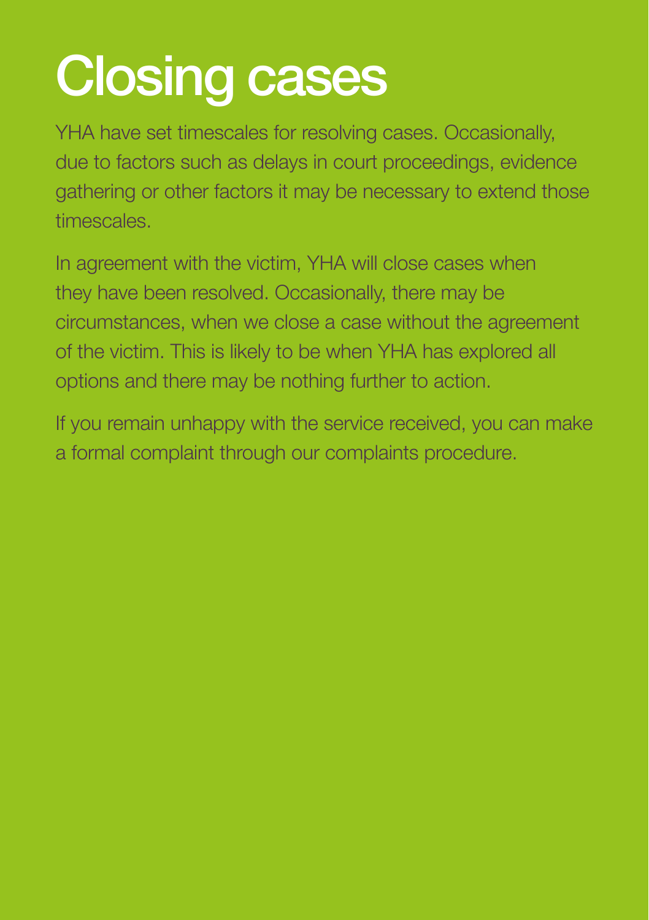# Closing cases

YHA have set timescales for resolving cases. Occasionally, due to factors such as delays in court proceedings, evidence gathering or other factors it may be necessary to extend those timescales.

In agreement with the victim, YHA will close cases when they have been resolved. Occasionally, there may be circumstances, when we close a case without the agreement of the victim. This is likely to be when YHA has explored all options and there may be nothing further to action.

If you remain unhappy with the service received, you can make a formal complaint through our complaints procedure.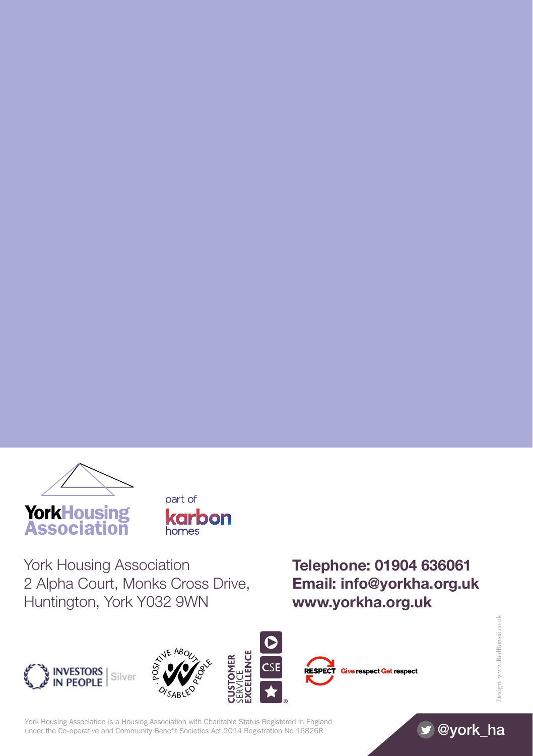York Housing Association

part of karbon homes

York Housing Association
2 Alpha Court, Monks Cross Drive,
Huntington, York Y032 9WN

**Telephone: 01904 636061**
**Email: info@yorkha.org.uk**
**www.yorkha.org.uk**

INVESTORS IN PEOPLE Silver

POSITIVE ABOUT DISABLED PEOPLE

CUSTOMER SERVICE EXCELLENCE CSE

RESPECT Give respect Get respect

Design: www.RedBonsai.co.uk

York Housing Association is a Housing Association with Charitable Status Registered in England under the Co-operative and Community Benefit Societies Act 2014 Registration No 16826R

@york_ha